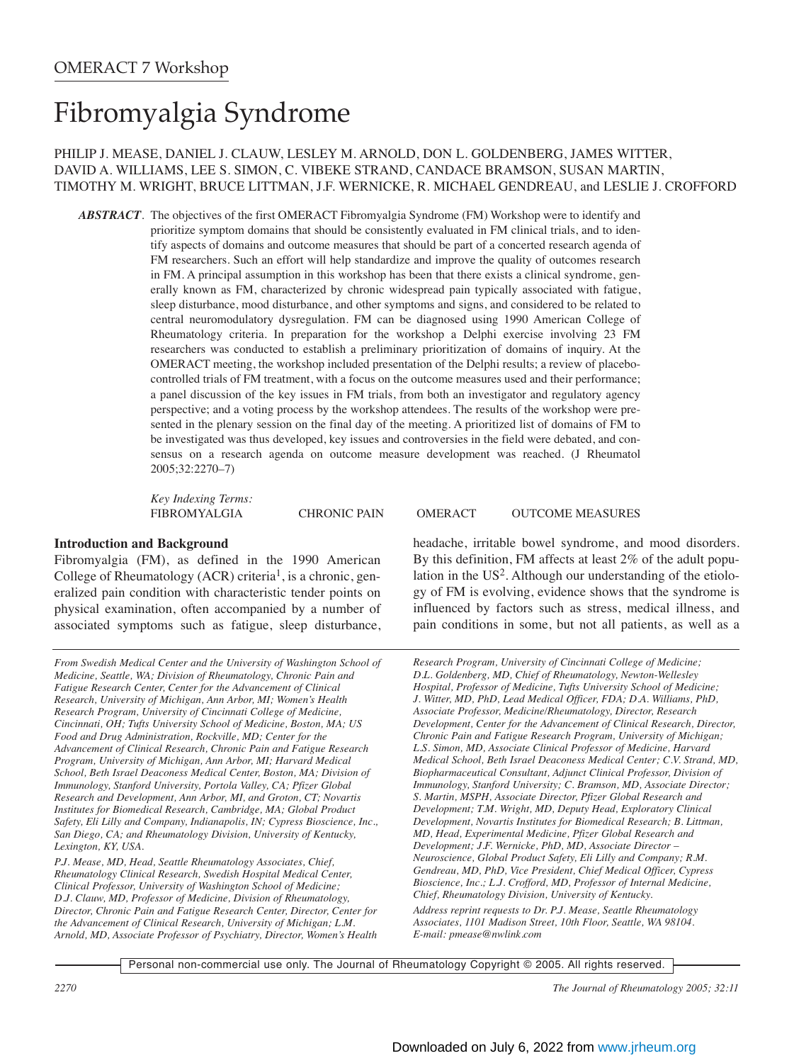OMERACT 7 Workshop

# Fibromyalgia Syndrome

PHILIP J. MEASE, DANIEL J. CLAUW, LESLEY M. ARNOLD, DON L. GOLDENBERG, JAMES WITTER, DAVID A. WILLIAMS, LEE S. SIMON, C. VIBEKE STRAND, CANDACE BRAMSON, SUSAN MARTIN, TIMOTHY M. WRIGHT, BRUCE LITTMAN, J.F. WERNICKE, R. MICHAEL GENDREAU, and LESLIE J. CROFFORD

***ABSTRACT***. The objectives of the first OMERACT Fibromyalgia Syndrome (FM) Workshop were to identify and prioritize symptom domains that should be consistently evaluated in FM clinical trials, and to identify aspects of domains and outcome measures that should be part of a concerted research agenda of FM researchers. Such an effort will help standardize and improve the quality of outcomes research in FM. A principal assumption in this workshop has been that there exists a clinical syndrome, generally known as FM, characterized by chronic widespread pain typically associated with fatigue, sleep disturbance, mood disturbance, and other symptoms and signs, and considered to be related to central neuromodulatory dysregulation. FM can be diagnosed using 1990 American College of Rheumatology criteria. In preparation for the workshop a Delphi exercise involving 23 FM researchers was conducted to establish a preliminary prioritization of domains of inquiry. At the OMERACT meeting, the workshop included presentation of the Delphi results; a review of placebo-controlled trials of FM treatment, with a focus on the outcome measures used and their performance; a panel discussion of the key issues in FM trials, from both an investigator and regulatory agency perspective; and a voting process by the workshop attendees. The results of the workshop were presented in the plenary session on the final day of the meeting. A prioritized list of domains of FM to be investigated was thus developed, key issues and controversies in the field were debated, and consensus on a research agenda on outcome measure development was reached. (J Rheumatol 2005;32:2270–7)

*Key Indexing Terms:*
FIBROMYALGIA CHRONIC PAIN OMERACT OUTCOME MEASURES

## Introduction and Background

Fibromyalgia (FM), as defined in the 1990 American College of Rheumatology (ACR) criteria[1], is a chronic, generalized pain condition with characteristic tender points on physical examination, often accompanied by a number of associated symptoms such as fatigue, sleep disturbance, headache, irritable bowel syndrome, and mood disorders. By this definition, FM affects at least 2% of the adult population in the US[2]. Although our understanding of the etiology of FM is evolving, evidence shows that the syndrome is influenced by factors such as stress, medical illness, and pain conditions in some, but not all patients, as well as a

*From Swedish Medical Center and the University of Washington School of Medicine, Seattle, WA; Division of Rheumatology, Chronic Pain and Fatigue Research Center, Center for the Advancement of Clinical Research, University of Michigan, Ann Arbor, MI; Women's Health Research Program, University of Cincinnati College of Medicine, Cincinnati, OH; Tufts University School of Medicine, Boston, MA; US Food and Drug Administration, Rockville, MD; Center for the Advancement of Clinical Research, Chronic Pain and Fatigue Research Program, University of Michigan, Ann Arbor, MI; Harvard Medical School, Beth Israel Deaconess Medical Center, Boston, MA; Division of Immunology, Stanford University, Portola Valley, CA; Pfizer Global Research and Development, Ann Arbor, MI, and Groton, CT; Novartis Institutes for Biomedical Research, Cambridge, MA; Global Product Safety, Eli Lilly and Company, Indianapolis, IN; Cypress Bioscience, Inc., San Diego, CA; and Rheumatology Division, University of Kentucky, Lexington, KY, USA.*

*P.J. Mease, MD, Head, Seattle Rheumatology Associates, Chief, Rheumatology Clinical Research, Swedish Hospital Medical Center, Clinical Professor, University of Washington School of Medicine; D.J. Clauw, MD, Professor of Medicine, Division of Rheumatology, Director, Chronic Pain and Fatigue Research Center, Director, Center for the Advancement of Clinical Research, University of Michigan; L.M. Arnold, MD, Associate Professor of Psychiatry, Director, Women's Health Research Program, University of Cincinnati College of Medicine; D.L. Goldenberg, MD, Chief of Rheumatology, Newton-Wellesley Hospital, Professor of Medicine, Tufts University School of Medicine; J. Witter, MD, PhD, Lead Medical Officer, FDA; D.A. Williams, PhD, Associate Professor, Medicine/Rheumatology, Director, Research Development, Center for the Advancement of Clinical Research, Director, Chronic Pain and Fatigue Research Program, University of Michigan; L.S. Simon, MD, Associate Clinical Professor of Medicine, Harvard Medical School, Beth Israel Deaconess Medical Center; C.V. Strand, MD, Biopharmaceutical Consultant, Adjunct Clinical Professor, Division of Immunology, Stanford University; C. Bramson, MD, Associate Director; S. Martin, MSPH, Associate Director, Pfizer Global Research and Development; T.M. Wright, MD, Deputy Head, Exploratory Clinical Development, Novartis Institutes for Biomedical Research; B. Littman, MD, Head, Experimental Medicine, Pfizer Global Research and Development; J.F. Wernicke, PhD, MD, Associate Director – Neuroscience, Global Product Safety, Eli Lilly and Company; R.M. Gendreau, MD, PhD, Vice President, Chief Medical Officer, Cypress Bioscience, Inc.; L.J. Crofford, MD, Professor of Internal Medicine, Chief, Rheumatology Division, University of Kentucky.*

*Address reprint requests to Dr. P.J. Mease, Seattle Rheumatology Associates, 1101 Madison Street, 10th Floor, Seattle, WA 98104. E-mail: pmease@nwlink.com*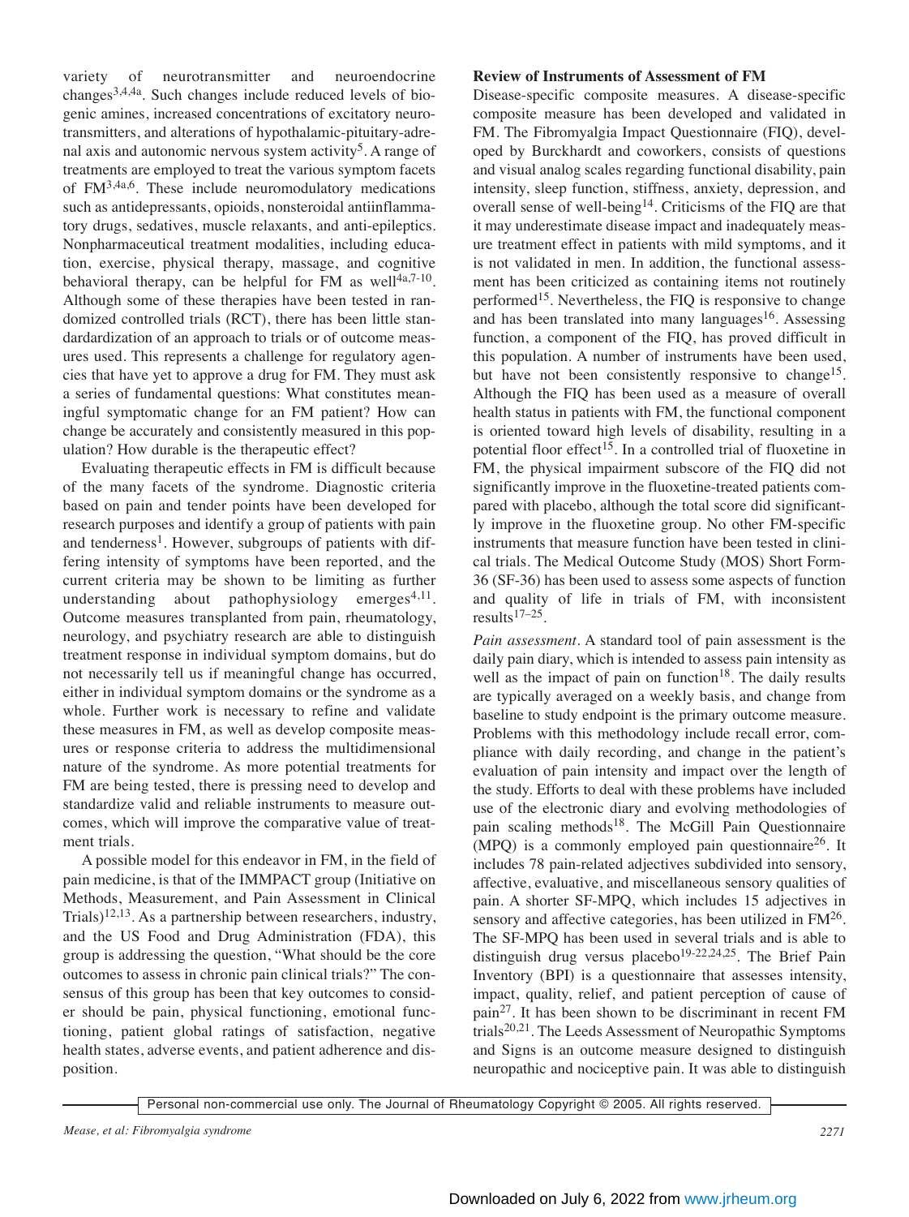variety of neurotransmitter and neuroendocrine changes[3,4,4a]. Such changes include reduced levels of biogenic amines, increased concentrations of excitatory neurotransmitters, and alterations of hypothalamic-pituitary-adrenal axis and autonomic nervous system activity[5]. A range of treatments are employed to treat the various symptom facets of FM[3,4a,6]. These include neuromodulatory medications such as antidepressants, opioids, nonsteroidal antiinflammatory drugs, sedatives, muscle relaxants, and anti-epileptics. Nonpharmaceutical treatment modalities, including education, exercise, physical therapy, massage, and cognitive behavioral therapy, can be helpful for FM as well[4a,7-10]. Although some of these therapies have been tested in randomized controlled trials (RCT), there has been little standardardization of an approach to trials or of outcome measures used. This represents a challenge for regulatory agencies that have yet to approve a drug for FM. They must ask a series of fundamental questions: What constitutes meaningful symptomatic change for an FM patient? How can change be accurately and consistently measured in this population? How durable is the therapeutic effect?

Evaluating therapeutic effects in FM is difficult because of the many facets of the syndrome. Diagnostic criteria based on pain and tender points have been developed for research purposes and identify a group of patients with pain and tenderness[1]. However, subgroups of patients with differing intensity of symptoms have been reported, and the current criteria may be shown to be limiting as further understanding about pathophysiology emerges[4,11]. Outcome measures transplanted from pain, rheumatology, neurology, and psychiatry research are able to distinguish treatment response in individual symptom domains, but do not necessarily tell us if meaningful change has occurred, either in individual symptom domains or the syndrome as a whole. Further work is necessary to refine and validate these measures in FM, as well as develop composite measures or response criteria to address the multidimensional nature of the syndrome. As more potential treatments for FM are being tested, there is pressing need to develop and standardize valid and reliable instruments to measure outcomes, which will improve the comparative value of treatment trials.

A possible model for this endeavor in FM, in the field of pain medicine, is that of the IMMPACT group (Initiative on Methods, Measurement, and Pain Assessment in Clinical Trials)[12,13]. As a partnership between researchers, industry, and the US Food and Drug Administration (FDA), this group is addressing the question, "What should be the core outcomes to assess in chronic pain clinical trials?" The consensus of this group has been that key outcomes to consider should be pain, physical functioning, emotional functioning, patient global ratings of satisfaction, negative health states, adverse events, and patient adherence and disposition.

**Review of Instruments of Assessment of FM**

Disease-specific composite measures. A disease-specific composite measure has been developed and validated in FM. The Fibromyalgia Impact Questionnaire (FIQ), developed by Burckhardt and coworkers, consists of questions and visual analog scales regarding functional disability, pain intensity, sleep function, stiffness, anxiety, depression, and overall sense of well-being[14]. Criticisms of the FIQ are that it may underestimate disease impact and inadequately measure treatment effect in patients with mild symptoms, and it is not validated in men. In addition, the functional assessment has been criticized as containing items not routinely performed[15]. Nevertheless, the FIQ is responsive to change and has been translated into many languages[16]. Assessing function, a component of the FIQ, has proved difficult in this population. A number of instruments have been used, but have not been consistently responsive to change[15]. Although the FIQ has been used as a measure of overall health status in patients with FM, the functional component is oriented toward high levels of disability, resulting in a potential floor effect[15]. In a controlled trial of fluoxetine in FM, the physical impairment subscore of the FIQ did not significantly improve in the fluoxetine-treated patients compared with placebo, although the total score did significantly improve in the fluoxetine group. No other FM-specific instruments that measure function have been tested in clinical trials. The Medical Outcome Study (MOS) Short Form-36 (SF-36) has been used to assess some aspects of function and quality of life in trials of FM, with inconsistent results[17–25].

*Pain assessment.* A standard tool of pain assessment is the daily pain diary, which is intended to assess pain intensity as well as the impact of pain on function[18]. The daily results are typically averaged on a weekly basis, and change from baseline to study endpoint is the primary outcome measure. Problems with this methodology include recall error, compliance with daily recording, and change in the patient's evaluation of pain intensity and impact over the length of the study. Efforts to deal with these problems have included use of the electronic diary and evolving methodologies of pain scaling methods[18]. The McGill Pain Questionnaire (MPQ) is a commonly employed pain questionnaire[26]. It includes 78 pain-related adjectives subdivided into sensory, affective, evaluative, and miscellaneous sensory qualities of pain. A shorter SF-MPQ, which includes 15 adjectives in sensory and affective categories, has been utilized in FM[26]. The SF-MPQ has been used in several trials and is able to distinguish drug versus placebo[19-22,24,25]. The Brief Pain Inventory (BPI) is a questionnaire that assesses intensity, impact, quality, relief, and patient perception of cause of pain[27]. It has been shown to be discriminant in recent FM trials[20,21]. The Leeds Assessment of Neuropathic Symptoms and Signs is an outcome measure designed to distinguish neuropathic and nociceptive pain. It was able to distinguish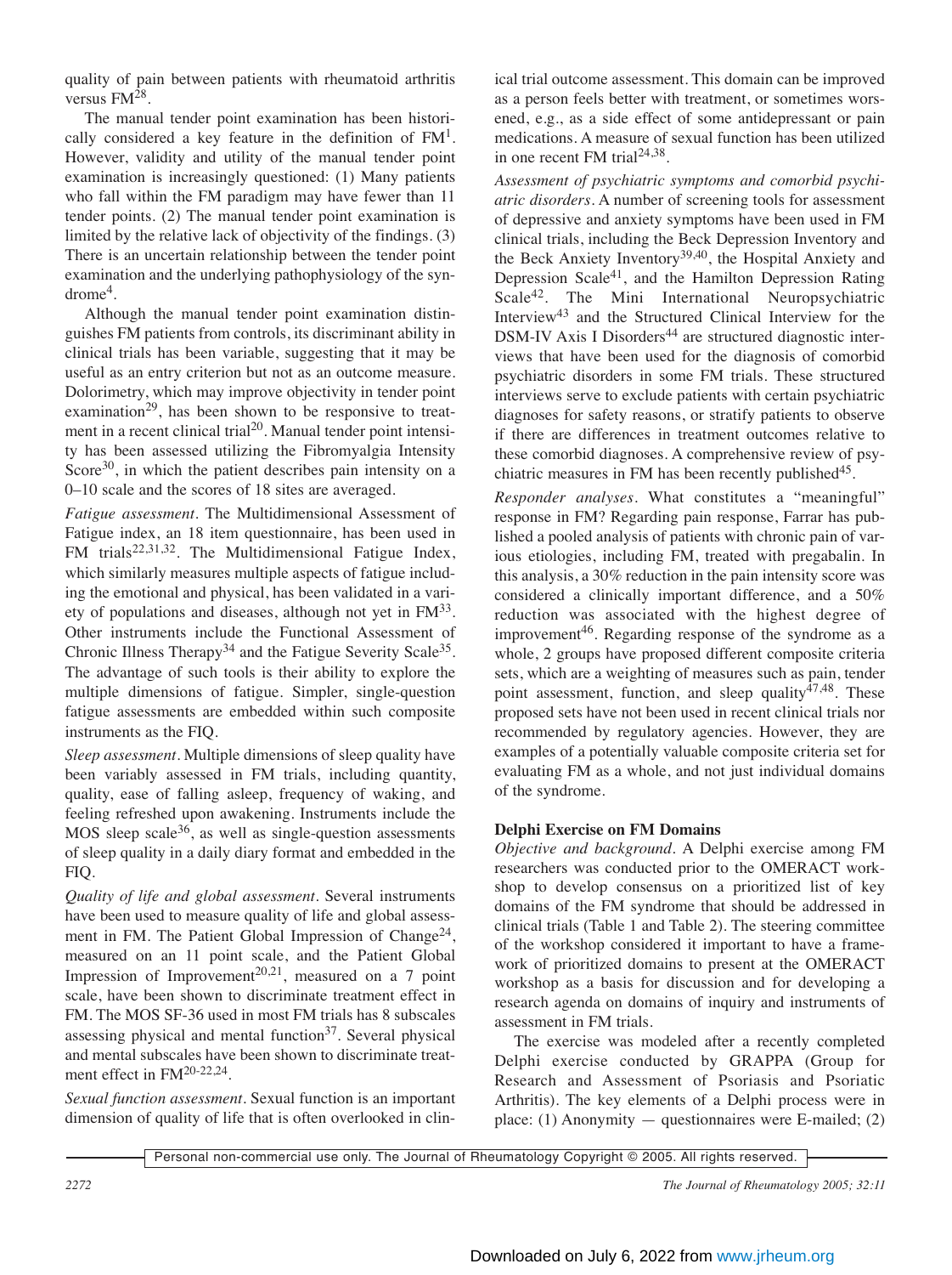quality of pain between patients with rheumatoid arthritis versus FM[28].

The manual tender point examination has been historically considered a key feature in the definition of FM[1]. However, validity and utility of the manual tender point examination is increasingly questioned: (1) Many patients who fall within the FM paradigm may have fewer than 11 tender points. (2) The manual tender point examination is limited by the relative lack of objectivity of the findings. (3) There is an uncertain relationship between the tender point examination and the underlying pathophysiology of the syndrome[4].

Although the manual tender point examination distinguishes FM patients from controls, its discriminant ability in clinical trials has been variable, suggesting that it may be useful as an entry criterion but not as an outcome measure. Dolorimetry, which may improve objectivity in tender point examination[29], has been shown to be responsive to treatment in a recent clinical trial[20]. Manual tender point intensity has been assessed utilizing the Fibromyalgia Intensity Score[30], in which the patient describes pain intensity on a 0–10 scale and the scores of 18 sites are averaged.

*Fatigue assessment.* The Multidimensional Assessment of Fatigue index, an 18 item questionnaire, has been used in FM trials[22,31,32]. The Multidimensional Fatigue Index, which similarly measures multiple aspects of fatigue including the emotional and physical, has been validated in a variety of populations and diseases, although not yet in FM[33]. Other instruments include the Functional Assessment of Chronic Illness Therapy[34] and the Fatigue Severity Scale[35]. The advantage of such tools is their ability to explore the multiple dimensions of fatigue. Simpler, single-question fatigue assessments are embedded within such composite instruments as the FIQ.

*Sleep assessment.* Multiple dimensions of sleep quality have been variably assessed in FM trials, including quantity, quality, ease of falling asleep, frequency of waking, and feeling refreshed upon awakening. Instruments include the MOS sleep scale[36], as well as single-question assessments of sleep quality in a daily diary format and embedded in the FIQ.

*Quality of life and global assessment.* Several instruments have been used to measure quality of life and global assessment in FM. The Patient Global Impression of Change[24], measured on an 11 point scale, and the Patient Global Impression of Improvement[20,21], measured on a 7 point scale, have been shown to discriminate treatment effect in FM. The MOS SF-36 used in most FM trials has 8 subscales assessing physical and mental function[37]. Several physical and mental subscales have been shown to discriminate treatment effect in FM[20-22,24].

*Sexual function assessment.* Sexual function is an important dimension of quality of life that is often overlooked in clinical trial outcome assessment. This domain can be improved as a person feels better with treatment, or sometimes worsened, e.g., as a side effect of some antidepressant or pain medications. A measure of sexual function has been utilized in one recent FM trial[24,38].

*Assessment of psychiatric symptoms and comorbid psychiatric disorders.* A number of screening tools for assessment of depressive and anxiety symptoms have been used in FM clinical trials, including the Beck Depression Inventory and the Beck Anxiety Inventory[39,40], the Hospital Anxiety and Depression Scale[41], and the Hamilton Depression Rating Scale[42]. The Mini International Neuropsychiatric Interview[43] and the Structured Clinical Interview for the DSM-IV Axis I Disorders[44] are structured diagnostic interviews that have been used for the diagnosis of comorbid psychiatric disorders in some FM trials. These structured interviews serve to exclude patients with certain psychiatric diagnoses for safety reasons, or stratify patients to observe if there are differences in treatment outcomes relative to these comorbid diagnoses. A comprehensive review of psychiatric measures in FM has been recently published[45].

*Responder analyses.* What constitutes a "meaningful" response in FM? Regarding pain response, Farrar has published a pooled analysis of patients with chronic pain of various etiologies, including FM, treated with pregabalin. In this analysis, a 30% reduction in the pain intensity score was considered a clinically important difference, and a 50% reduction was associated with the highest degree of improvement[46]. Regarding response of the syndrome as a whole, 2 groups have proposed different composite criteria sets, which are a weighting of measures such as pain, tender point assessment, function, and sleep quality[47,48]. These proposed sets have not been used in recent clinical trials nor recommended by regulatory agencies. However, they are examples of a potentially valuable composite criteria set for evaluating FM as a whole, and not just individual domains of the syndrome.

### Delphi Exercise on FM Domains

*Objective and background.* A Delphi exercise among FM researchers was conducted prior to the OMERACT workshop to develop consensus on a prioritized list of key domains of the FM syndrome that should be addressed in clinical trials (Table 1 and Table 2). The steering committee of the workshop considered it important to have a framework of prioritized domains to present at the OMERACT workshop as a basis for discussion and for developing a research agenda on domains of inquiry and instruments of assessment in FM trials.

The exercise was modeled after a recently completed Delphi exercise conducted by GRAPPA (Group for Research and Assessment of Psoriasis and Psoriatic Arthritis). The key elements of a Delphi process were in place: (1) Anonymity — questionnaires were E-mailed; (2)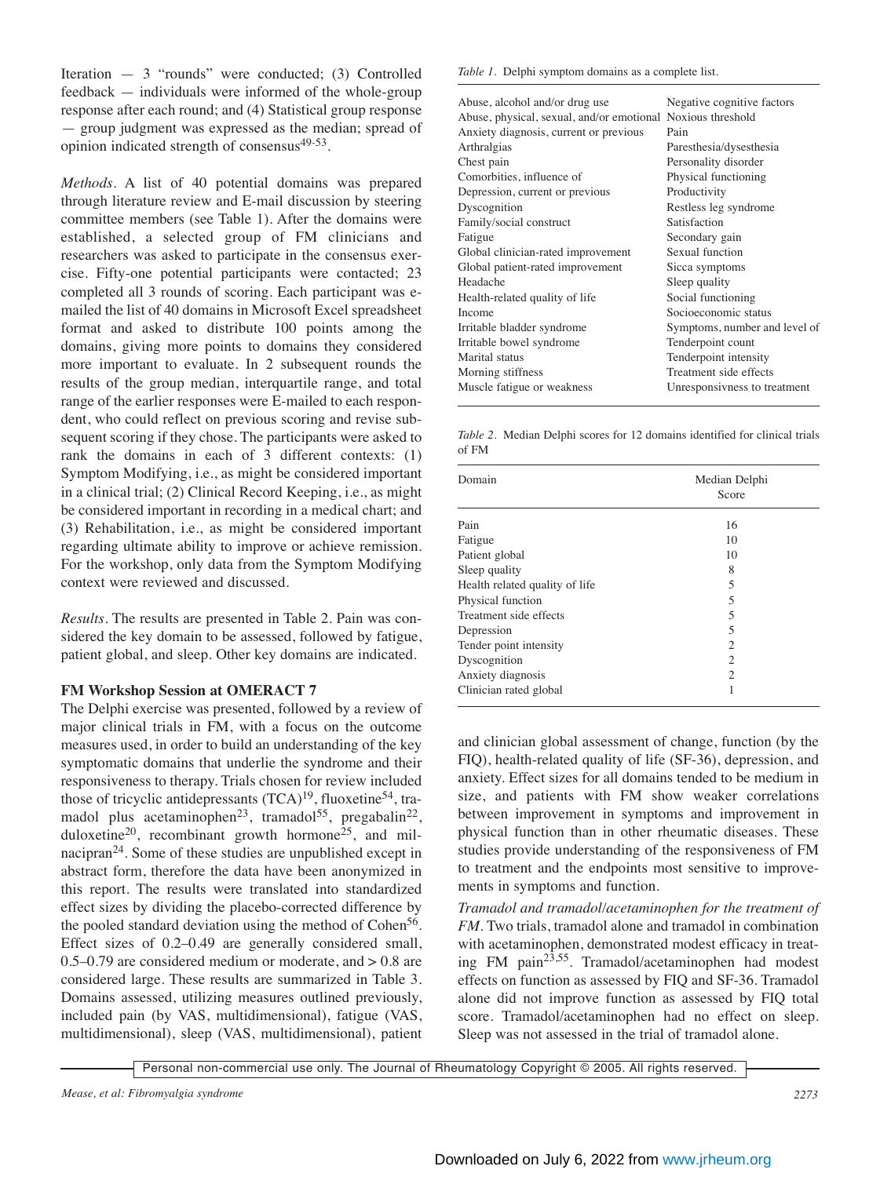Iteration — 3 "rounds" were conducted; (3) Controlled feedback — individuals were informed of the whole-group response after each round; and (4) Statistical group response — group judgment was expressed as the median; spread of opinion indicated strength of consensus[49-53].

*Methods.* A list of 40 potential domains was prepared through literature review and E-mail discussion by steering committee members (see Table 1). After the domains were established, a selected group of FM clinicians and researchers was asked to participate in the consensus exercise. Fifty-one potential participants were contacted; 23 completed all 3 rounds of scoring. Each participant was e-mailed the list of 40 domains in Microsoft Excel spreadsheet format and asked to distribute 100 points among the domains, giving more points to domains they considered more important to evaluate. In 2 subsequent rounds the results of the group median, interquartile range, and total range of the earlier responses were E-mailed to each respondent, who could reflect on previous scoring and revise subsequent scoring if they chose. The participants were asked to rank the domains in each of 3 different contexts: (1) Symptom Modifying, i.e., as might be considered important in a clinical trial; (2) Clinical Record Keeping, i.e., as might be considered important in recording in a medical chart; and (3) Rehabilitation, i.e., as might be considered important regarding ultimate ability to improve or achieve remission. For the workshop, only data from the Symptom Modifying context were reviewed and discussed.

*Results.* The results are presented in Table 2. Pain was considered the key domain to be assessed, followed by fatigue, patient global, and sleep. Other key domains are indicated.

*Table 1.* Delphi symptom domains as a complete list.

| | |
|---|---|
| Abuse, alcohol and/or drug use | Negative cognitive factors |
| Abuse, physical, sexual, and/or emotional | Noxious threshold |
| Anxiety diagnosis, current or previous | Pain |
| Arthralgias | Paresthesia/dysesthesia |
| Chest pain | Personality disorder |
| Comorbities, influence of | Physical functioning |
| Depression, current or previous | Productivity |
| Dyscognition | Restless leg syndrome |
| Family/social construct | Satisfaction |
| Fatigue | Secondary gain |
| Global clinician-rated improvement | Sexual function |
| Global patient-rated improvement | Sicca symptoms |
| Headache | Sleep quality |
| Health-related quality of life | Social functioning |
| Income | Socioeconomic status |
| Irritable bladder syndrome | Symptoms, number and level of |
| Irritable bowel syndrome | Tenderpoint count |
| Marital status | Tenderpoint intensity |
| Morning stiffness | Treatment side effects |
| Muscle fatigue or weakness | Unresponsivness to treatment |

*Table 2.* Median Delphi scores for 12 domains identified for clinical trials of FM

| Domain | Median Delphi Score |
|---|---|
| Pain | 16 |
| Fatigue | 10 |
| Patient global | 10 |
| Sleep quality | 8 |
| Health related quality of life | 5 |
| Physical function | 5 |
| Treatment side effects | 5 |
| Depression | 5 |
| Tender point intensity | 2 |
| Dyscognition | 2 |
| Anxiety diagnosis | 2 |
| Clinician rated global | 1 |

## FM Workshop Session at OMERACT 7

The Delphi exercise was presented, followed by a review of major clinical trials in FM, with a focus on the outcome measures used, in order to build an understanding of the key symptomatic domains that underlie the syndrome and their responsiveness to therapy. Trials chosen for review included those of tricyclic antidepressants (TCA)[19], fluoxetine[54], tramadol plus acetaminophen[23], tramadol[55], pregabalin[22], duloxetine[20], recombinant growth hormone[25], and milnacipran[24]. Some of these studies are unpublished except in abstract form, therefore the data have been anonymized in this report. The results were translated into standardized effect sizes by dividing the placebo-corrected difference by the pooled standard deviation using the method of Cohen[56]. Effect sizes of 0.2–0.49 are generally considered small, 0.5–0.79 are considered medium or moderate, and > 0.8 are considered large. These results are summarized in Table 3. Domains assessed, utilizing measures outlined previously, included pain (by VAS, multidimensional), fatigue (VAS, multidimensional), sleep (VAS, multidimensional), patient and clinician global assessment of change, function (by the FIQ), health-related quality of life (SF-36), depression, and anxiety. Effect sizes for all domains tended to be medium in size, and patients with FM show weaker correlations between improvement in symptoms and improvement in physical function than in other rheumatic diseases. These studies provide understanding of the responsiveness of FM to treatment and the endpoints most sensitive to improvements in symptoms and function.

*Tramadol and tramadol/acetaminophen for the treatment of FM.* Two trials, tramadol alone and tramadol in combination with acetaminophen, demonstrated modest efficacy in treating FM pain[23,55]. Tramadol/acetaminophen had modest effects on function as assessed by FIQ and SF-36. Tramadol alone did not improve function as assessed by FIQ total score. Tramadol/acetaminophen had no effect on sleep. Sleep was not assessed in the trial of tramadol alone.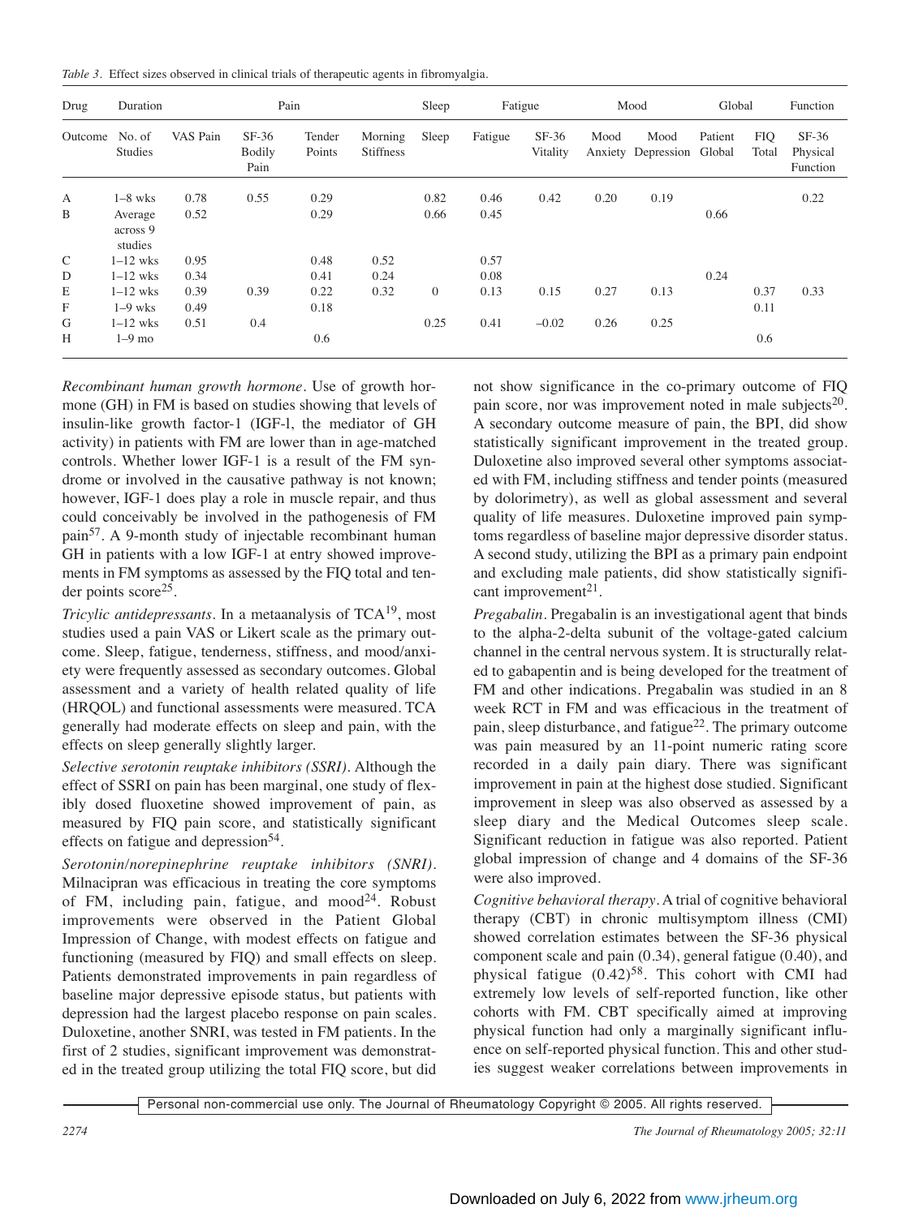*Table 3.* Effect sizes observed in clinical trials of therapeutic agents in fibromyalgia.

| Drug | Duration | Pain | | | | Sleep | Fatigue | | Mood | | Global | | Function |
|---|---|---|---|---|---|---|---|---|---|---|---|---|---|
| Outcome | No. of Studies | VAS Pain | SF-36 Bodily Pain | Tender Points | Morning Stiffness | Sleep | Fatigue | SF-36 Vitality | Mood Anxiety | Mood Depression | Patient Global | FIQ Total | SF-36 Physical Function |
| A | 1–8 wks | 0.78 | 0.55 | 0.29 | | 0.82 | 0.46 | 0.42 | 0.20 | 0.19 | | | 0.22 |
| B | Average across 9 studies | 0.52 | | 0.29 | | 0.66 | 0.45 | | | | 0.66 | | |
| C | 1–12 wks | 0.95 | | 0.48 | 0.52 | | 0.57 | | | | | | |
| D | 1–12 wks | 0.34 | | 0.41 | 0.24 | | 0.08 | | | | 0.24 | | |
| E | 1–12 wks | 0.39 | 0.39 | 0.22 | 0.32 | 0 | 0.13 | 0.15 | 0.27 | 0.13 | | 0.37 | 0.33 |
| F | 1–9 wks | 0.49 | | 0.18 | | | | | | | | 0.11 | |
| G | 1–12 wks | 0.51 | 0.4 | | | 0.25 | 0.41 | −0.02 | 0.26 | 0.25 | | | |
| H | 1–9 mo | | | 0.6 | | | | | | | | 0.6 | |

*Recombinant human growth hormone.* Use of growth hormone (GH) in FM is based on studies showing that levels of insulin-like growth factor-1 (IGF-l, the mediator of GH activity) in patients with FM are lower than in age-matched controls. Whether lower IGF-1 is a result of the FM syndrome or involved in the causative pathway is not known; however, IGF-1 does play a role in muscle repair, and thus could conceivably be involved in the pathogenesis of FM pain[57]. A 9-month study of injectable recombinant human GH in patients with a low IGF-1 at entry showed improvements in FM symptoms as assessed by the FIQ total and tender points score[25].

*Tricylic antidepressants.* In a metaanalysis of TCA[19], most studies used a pain VAS or Likert scale as the primary outcome. Sleep, fatigue, tenderness, stiffness, and mood/anxiety were frequently assessed as secondary outcomes. Global assessment and a variety of health related quality of life (HRQOL) and functional assessments were measured. TCA generally had moderate effects on sleep and pain, with the effects on sleep generally slightly larger.

*Selective serotonin reuptake inhibitors (SSRI).* Although the effect of SSRI on pain has been marginal, one study of flexibly dosed fluoxetine showed improvement of pain, as measured by FIQ pain score, and statistically significant effects on fatigue and depression[54].

*Serotonin/norepinephrine reuptake inhibitors (SNRI).* Milnacipran was efficacious in treating the core symptoms of FM, including pain, fatigue, and mood[24]. Robust improvements were observed in the Patient Global Impression of Change, with modest effects on fatigue and functioning (measured by FIQ) and small effects on sleep. Patients demonstrated improvements in pain regardless of baseline major depressive episode status, but patients with depression had the largest placebo response on pain scales. Duloxetine, another SNRI, was tested in FM patients. In the first of 2 studies, significant improvement was demonstrated in the treated group utilizing the total FIQ score, but did not show significance in the co-primary outcome of FIQ pain score, nor was improvement noted in male subjects[20]. A secondary outcome measure of pain, the BPI, did show statistically significant improvement in the treated group. Duloxetine also improved several other symptoms associated with FM, including stiffness and tender points (measured by dolorimetry), as well as global assessment and several quality of life measures. Duloxetine improved pain symptoms regardless of baseline major depressive disorder status. A second study, utilizing the BPI as a primary pain endpoint and excluding male patients, did show statistically significant improvement[21].

*Pregabalin.* Pregabalin is an investigational agent that binds to the alpha-2-delta subunit of the voltage-gated calcium channel in the central nervous system. It is structurally related to gabapentin and is being developed for the treatment of FM and other indications. Pregabalin was studied in an 8 week RCT in FM and was efficacious in the treatment of pain, sleep disturbance, and fatigue[22]. The primary outcome was pain measured by an 11-point numeric rating score recorded in a daily pain diary. There was significant improvement in pain at the highest dose studied. Significant improvement in sleep was also observed as assessed by a sleep diary and the Medical Outcomes sleep scale. Significant reduction in fatigue was also reported. Patient global impression of change and 4 domains of the SF-36 were also improved.

*Cognitive behavioral therapy.* A trial of cognitive behavioral therapy (CBT) in chronic multisymptom illness (CMI) showed correlation estimates between the SF-36 physical component scale and pain (0.34), general fatigue (0.40), and physical fatigue (0.42)[58]. This cohort with CMI had extremely low levels of self-reported function, like other cohorts with FM. CBT specifically aimed at improving physical function had only a marginally significant influence on self-reported physical function. This and other studies suggest weaker correlations between improvements in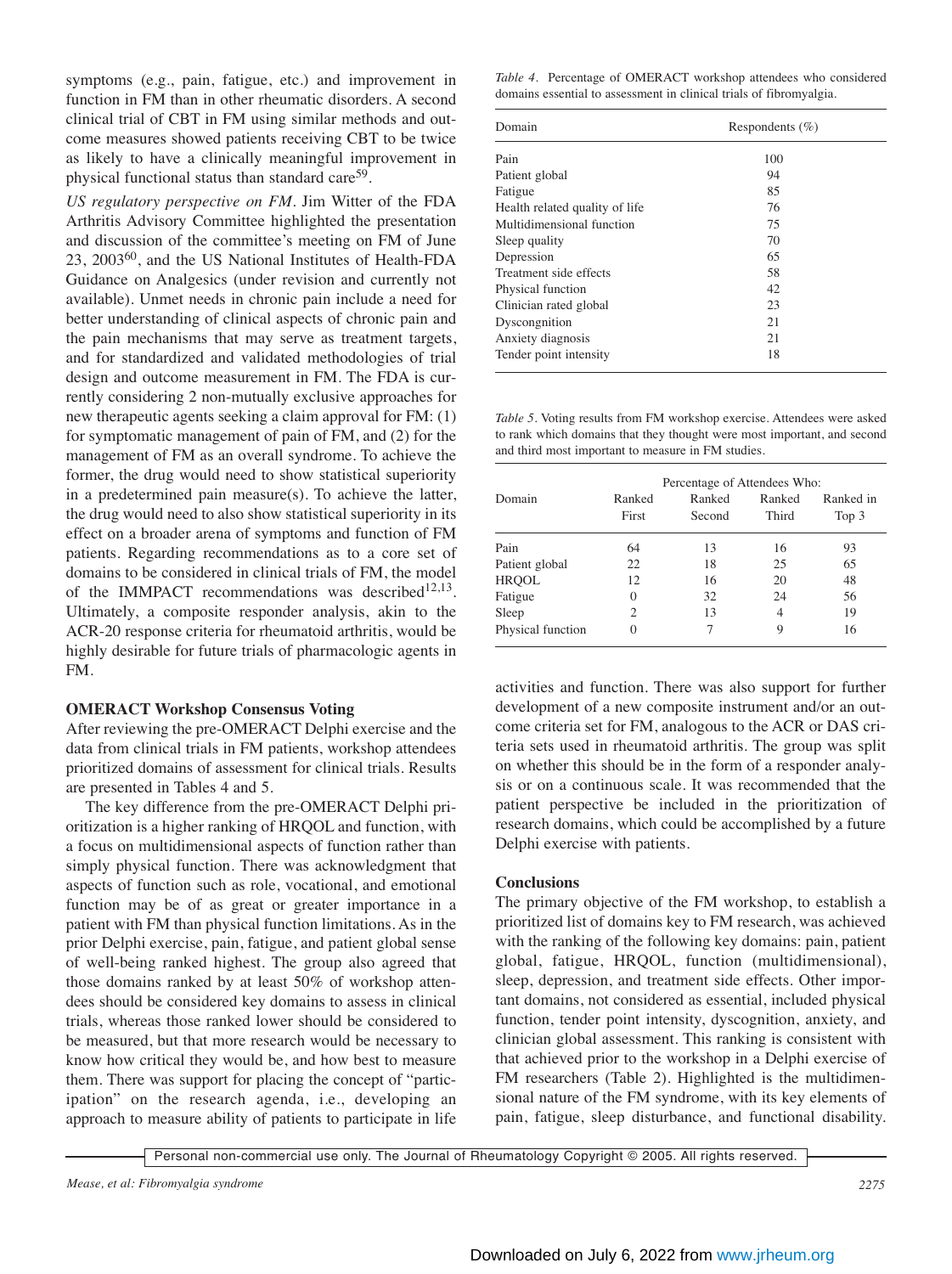symptoms (e.g., pain, fatigue, etc.) and improvement in function in FM than in other rheumatic disorders. A second clinical trial of CBT in FM using similar methods and outcome measures showed patients receiving CBT to be twice as likely to have a clinically meaningful improvement in physical functional status than standard care[59].

*US regulatory perspective on FM.* Jim Witter of the FDA Arthritis Advisory Committee highlighted the presentation and discussion of the committee's meeting on FM of June 23, 2003[60], and the US National Institutes of Health-FDA Guidance on Analgesics (under revision and currently not available). Unmet needs in chronic pain include a need for better understanding of clinical aspects of chronic pain and the pain mechanisms that may serve as treatment targets, and for standardized and validated methodologies of trial design and outcome measurement in FM. The FDA is currently considering 2 non-mutually exclusive approaches for new therapeutic agents seeking a claim approval for FM: (1) for symptomatic management of pain of FM, and (2) for the management of FM as an overall syndrome. To achieve the former, the drug would need to show statistical superiority in a predetermined pain measure(s). To achieve the latter, the drug would need to also show statistical superiority in its effect on a broader arena of symptoms and function of FM patients. Regarding recommendations as to a core set of domains to be considered in clinical trials of FM, the model of the IMMPACT recommendations was described[12,13]. Ultimately, a composite responder analysis, akin to the ACR-20 response criteria for rheumatoid arthritis, would be highly desirable for future trials of pharmacologic agents in FM.

**OMERACT Workshop Consensus Voting**

After reviewing the pre-OMERACT Delphi exercise and the data from clinical trials in FM patients, workshop attendees prioritized domains of assessment for clinical trials. Results are presented in Tables 4 and 5.

The key difference from the pre-OMERACT Delphi prioritization is a higher ranking of HRQOL and function, with a focus on multidimensional aspects of function rather than simply physical function. There was acknowledgment that aspects of function such as role, vocational, and emotional function may be of as great or greater importance in a patient with FM than physical function limitations. As in the prior Delphi exercise, pain, fatigue, and patient global sense of well-being ranked highest. The group also agreed that those domains ranked by at least 50% of workshop attendees should be considered key domains to assess in clinical trials, whereas those ranked lower should be considered to be measured, but that more research would be necessary to know how critical they would be, and how best to measure them. There was support for placing the concept of "participation" on the research agenda, i.e., developing an approach to measure ability of patients to participate in life activities and function. There was also support for further development of a new composite instrument and/or an outcome criteria set for FM, analogous to the ACR or DAS criteria sets used in rheumatoid arthritis. The group was split on whether this should be in the form of a responder analysis or on a continuous scale. It was recommended that the patient perspective be included in the prioritization of research domains, which could be accomplished by a future Delphi exercise with patients.

*Table 4.* Percentage of OMERACT workshop attendees who considered domains essential to assessment in clinical trials of fibromyalgia.

| Domain | Respondents (%) |
|---|---|
| Pain | 100 |
| Patient global | 94 |
| Fatigue | 85 |
| Health related quality of life | 76 |
| Multidimensional function | 75 |
| Sleep quality | 70 |
| Depression | 65 |
| Treatment side effects | 58 |
| Physical function | 42 |
| Clinician rated global | 23 |
| Dyscongnition | 21 |
| Anxiety diagnosis | 21 |
| Tender point intensity | 18 |

*Table 5.* Voting results from FM workshop exercise. Attendees were asked to rank which domains that they thought were most important, and second and third most important to measure in FM studies.

| Domain | Percentage of Attendees Who: Ranked First | Ranked Second | Ranked Third | Ranked in Top 3 |
|---|---|---|---|---|
| Pain | 64 | 13 | 16 | 93 |
| Patient global | 22 | 18 | 25 | 65 |
| HRQOL | 12 | 16 | 20 | 48 |
| Fatigue | 0 | 32 | 24 | 56 |
| Sleep | 2 | 13 | 4 | 19 |
| Physical function | 0 | 7 | 9 | 16 |

**Conclusions**

The primary objective of the FM workshop, to establish a prioritized list of domains key to FM research, was achieved with the ranking of the following key domains: pain, patient global, fatigue, HRQOL, function (multidimensional), sleep, depression, and treatment side effects. Other important domains, not considered as essential, included physical function, tender point intensity, dyscognition, anxiety, and clinician global assessment. This ranking is consistent with that achieved prior to the workshop in a Delphi exercise of FM researchers (Table 2). Highlighted is the multidimensional nature of the FM syndrome, with its key elements of pain, fatigue, sleep disturbance, and functional disability.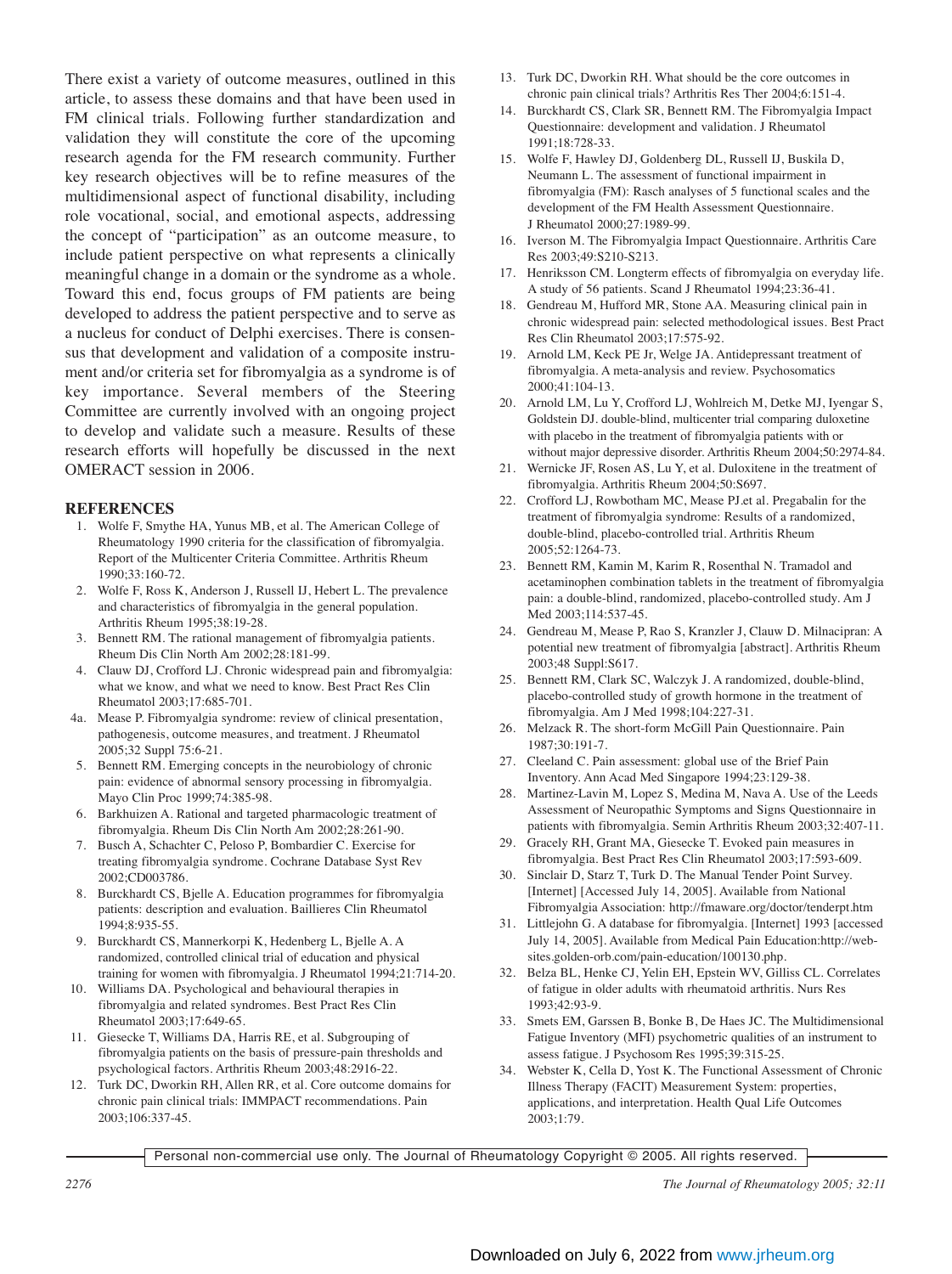There exist a variety of outcome measures, outlined in this article, to assess these domains and that have been used in FM clinical trials. Following further standardization and validation they will constitute the core of the upcoming research agenda for the FM research community. Further key research objectives will be to refine measures of the multidimensional aspect of functional disability, including role vocational, social, and emotional aspects, addressing the concept of "participation" as an outcome measure, to include patient perspective on what represents a clinically meaningful change in a domain or the syndrome as a whole. Toward this end, focus groups of FM patients are being developed to address the patient perspective and to serve as a nucleus for conduct of Delphi exercises. There is consensus that development and validation of a composite instrument and/or criteria set for fibromyalgia as a syndrome is of key importance. Several members of the Steering Committee are currently involved with an ongoing project to develop and validate such a measure. Results of these research efforts will hopefully be discussed in the next OMERACT session in 2006.

## REFERENCES

1. Wolfe F, Smythe HA, Yunus MB, et al. The American College of Rheumatology 1990 criteria for the classification of fibromyalgia. Report of the Multicenter Criteria Committee. Arthritis Rheum 1990;33:160-72.
2. Wolfe F, Ross K, Anderson J, Russell IJ, Hebert L. The prevalence and characteristics of fibromyalgia in the general population. Arthritis Rheum 1995;38:19-28.
3. Bennett RM. The rational management of fibromyalgia patients. Rheum Dis Clin North Am 2002;28:181-99.
4. Clauw DJ, Crofford LJ. Chronic widespread pain and fibromyalgia: what we know, and what we need to know. Best Pract Res Clin Rheumatol 2003;17:685-701.

4a. Mease P. Fibromyalgia syndrome: review of clinical presentation, pathogenesis, outcome measures, and treatment. J Rheumatol 2005;32 Suppl 75:6-21.

5. Bennett RM. Emerging concepts in the neurobiology of chronic pain: evidence of abnormal sensory processing in fibromyalgia. Mayo Clin Proc 1999;74:385-98.
6. Barkhuizen A. Rational and targeted pharmacologic treatment of fibromyalgia. Rheum Dis Clin North Am 2002;28:261-90.
7. Busch A, Schachter C, Peloso P, Bombardier C. Exercise for treating fibromyalgia syndrome. Cochrane Database Syst Rev 2002;CD003786.
8. Burckhardt CS, Bjelle A. Education programmes for fibromyalgia patients: description and evaluation. Baillieres Clin Rheumatol 1994;8:935-55.
9. Burckhardt CS, Mannerkorpi K, Hedenberg L, Bjelle A. A randomized, controlled clinical trial of education and physical training for women with fibromyalgia. J Rheumatol 1994;21:714-20.
10. Williams DA. Psychological and behavioural therapies in fibromyalgia and related syndromes. Best Pract Res Clin Rheumatol 2003;17:649-65.
11. Giesecke T, Williams DA, Harris RE, et al. Subgrouping of fibromyalgia patients on the basis of pressure-pain thresholds and psychological factors. Arthritis Rheum 2003;48:2916-22.
12. Turk DC, Dworkin RH, Allen RR, et al. Core outcome domains for chronic pain clinical trials: IMMPACT recommendations. Pain 2003;106:337-45.
13. Turk DC, Dworkin RH. What should be the core outcomes in chronic pain clinical trials? Arthritis Res Ther 2004;6:151-4.
14. Burckhardt CS, Clark SR, Bennett RM. The Fibromyalgia Impact Questionnaire: development and validation. J Rheumatol 1991;18:728-33.
15. Wolfe F, Hawley DJ, Goldenberg DL, Russell IJ, Buskila D, Neumann L. The assessment of functional impairment in fibromyalgia (FM): Rasch analyses of 5 functional scales and the development of the FM Health Assessment Questionnaire. J Rheumatol 2000;27:1989-99.
16. Iverson M. The Fibromyalgia Impact Questionnaire. Arthritis Care Res 2003;49:S210-S213.
17. Henriksson CM. Longterm effects of fibromyalgia on everyday life. A study of 56 patients. Scand J Rheumatol 1994;23:36-41.
18. Gendreau M, Hufford MR, Stone AA. Measuring clinical pain in chronic widespread pain: selected methodological issues. Best Pract Res Clin Rheumatol 2003;17:575-92.
19. Arnold LM, Keck PE Jr, Welge JA. Antidepressant treatment of fibromyalgia. A meta-analysis and review. Psychosomatics 2000;41:104-13.
20. Arnold LM, Lu Y, Crofford LJ, Wohlreich M, Detke MJ, Iyengar S, Goldstein DJ. double-blind, multicenter trial comparing duloxetine with placebo in the treatment of fibromyalgia patients with or without major depressive disorder. Arthritis Rheum 2004;50:2974-84.
21. Wernicke JF, Rosen AS, Lu Y, et al. Duloxitene in the treatment of fibromyalgia. Arthritis Rheum 2004;50:S697.
22. Crofford LJ, Rowbotham MC, Mease PJ.et al. Pregabalin for the treatment of fibromyalgia syndrome: Results of a randomized, double-blind, placebo-controlled trial. Arthritis Rheum 2005;52:1264-73.
23. Bennett RM, Kamin M, Karim R, Rosenthal N. Tramadol and acetaminophen combination tablets in the treatment of fibromyalgia pain: a double-blind, randomized, placebo-controlled study. Am J Med 2003;114:537-45.
24. Gendreau M, Mease P, Rao S, Kranzler J, Clauw D. Milnacipran: A potential new treatment of fibromyalgia [abstract]. Arthritis Rheum 2003;48 Suppl:S617.
25. Bennett RM, Clark SC, Walczyk J. A randomized, double-blind, placebo-controlled study of growth hormone in the treatment of fibromyalgia. Am J Med 1998;104:227-31.
26. Melzack R. The short-form McGill Pain Questionnaire. Pain 1987;30:191-7.
27. Cleeland C. Pain assessment: global use of the Brief Pain Inventory. Ann Acad Med Singapore 1994;23:129-38.
28. Martinez-Lavin M, Lopez S, Medina M, Nava A. Use of the Leeds Assessment of Neuropathic Symptoms and Signs Questionnaire in patients with fibromyalgia. Semin Arthritis Rheum 2003;32:407-11.
29. Gracely RH, Grant MA, Giesecke T. Evoked pain measures in fibromyalgia. Best Pract Res Clin Rheumatol 2003;17:593-609.
30. Sinclair D, Starz T, Turk D. The Manual Tender Point Survey. [Internet] [Accessed July 14, 2005]. Available from National Fibromyalgia Association: http://fmaware.org/doctor/tenderpt.htm
31. Littlejohn G. A database for fibromyalgia. [Internet] 1993 [accessed July 14, 2005]. Available from Medical Pain Education:http://web-sites.golden-orb.com/pain-education/100130.php.
32. Belza BL, Henke CJ, Yelin EH, Epstein WV, Gilliss CL. Correlates of fatigue in older adults with rheumatoid arthritis. Nurs Res 1993;42:93-9.
33. Smets EM, Garssen B, Bonke B, De Haes JC. The Multidimensional Fatigue Inventory (MFI) psychometric qualities of an instrument to assess fatigue. J Psychosom Res 1995;39:315-25.
34. Webster K, Cella D, Yost K. The Functional Assessment of Chronic Illness Therapy (FACIT) Measurement System: properties, applications, and interpretation. Health Qual Life Outcomes 2003;1:79.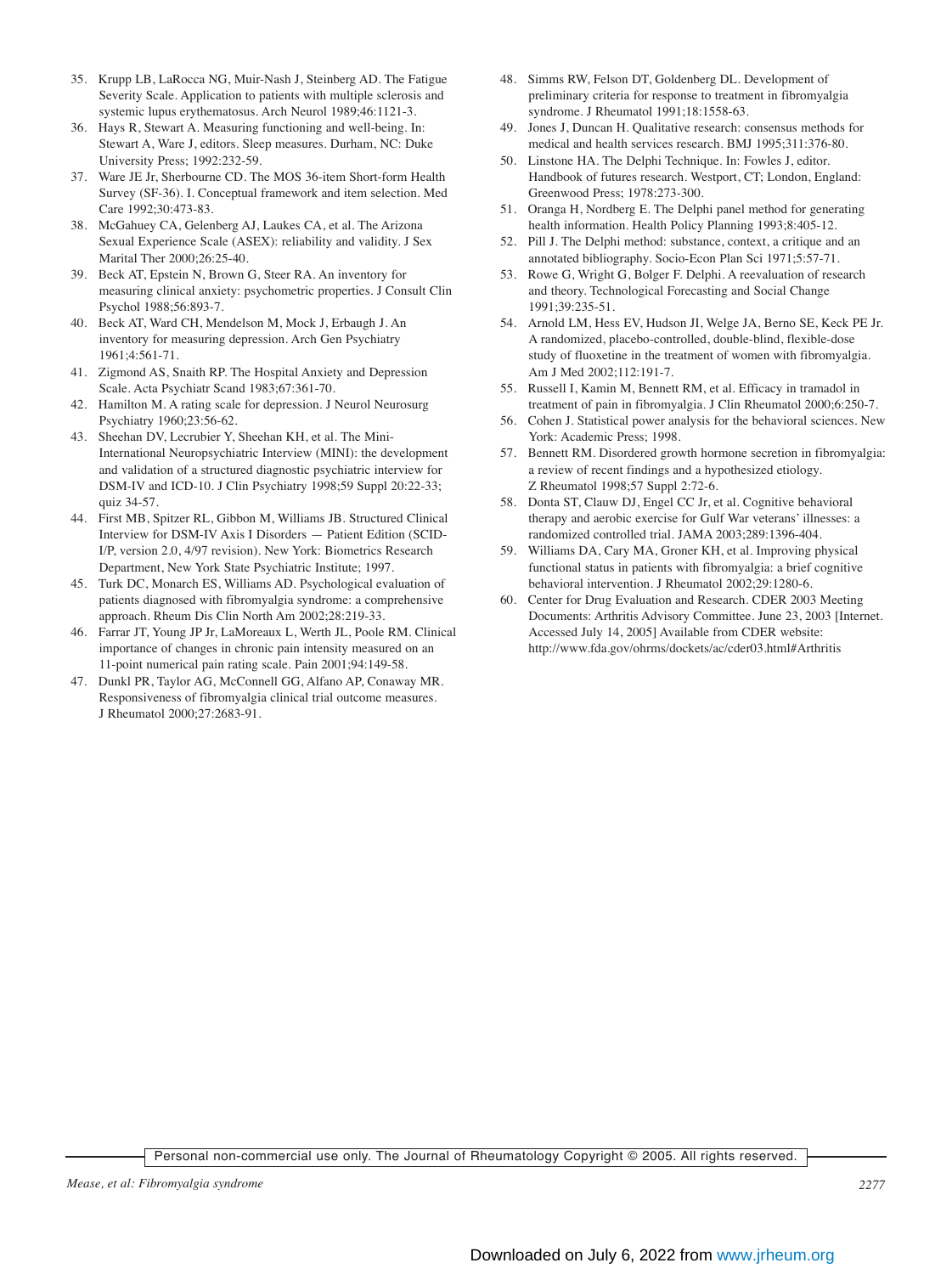35. Krupp LB, LaRocca NG, Muir-Nash J, Steinberg AD. The Fatigue Severity Scale. Application to patients with multiple sclerosis and systemic lupus erythematosus. Arch Neurol 1989;46:1121-3.
36. Hays R, Stewart A. Measuring functioning and well-being. In: Stewart A, Ware J, editors. Sleep measures. Durham, NC: Duke University Press; 1992:232-59.
37. Ware JE Jr, Sherbourne CD. The MOS 36-item Short-form Health Survey (SF-36). I. Conceptual framework and item selection. Med Care 1992;30:473-83.
38. McGahuey CA, Gelenberg AJ, Laukes CA, et al. The Arizona Sexual Experience Scale (ASEX): reliability and validity. J Sex Marital Ther 2000;26:25-40.
39. Beck AT, Epstein N, Brown G, Steer RA. An inventory for measuring clinical anxiety: psychometric properties. J Consult Clin Psychol 1988;56:893-7.
40. Beck AT, Ward CH, Mendelson M, Mock J, Erbaugh J. An inventory for measuring depression. Arch Gen Psychiatry 1961;4:561-71.
41. Zigmond AS, Snaith RP. The Hospital Anxiety and Depression Scale. Acta Psychiatr Scand 1983;67:361-70.
42. Hamilton M. A rating scale for depression. J Neurol Neurosurg Psychiatry 1960;23:56-62.
43. Sheehan DV, Lecrubier Y, Sheehan KH, et al. The Mini-International Neuropsychiatric Interview (MINI): the development and validation of a structured diagnostic psychiatric interview for DSM-IV and ICD-10. J Clin Psychiatry 1998;59 Suppl 20:22-33; quiz 34-57.
44. First MB, Spitzer RL, Gibbon M, Williams JB. Structured Clinical Interview for DSM-IV Axis I Disorders — Patient Edition (SCID-I/P, version 2.0, 4/97 revision). New York: Biometrics Research Department, New York State Psychiatric Institute; 1997.
45. Turk DC, Monarch ES, Williams AD. Psychological evaluation of patients diagnosed with fibromyalgia syndrome: a comprehensive approach. Rheum Dis Clin North Am 2002;28:219-33.
46. Farrar JT, Young JP Jr, LaMoreaux L, Werth JL, Poole RM. Clinical importance of changes in chronic pain intensity measured on an 11-point numerical pain rating scale. Pain 2001;94:149-58.
47. Dunkl PR, Taylor AG, McConnell GG, Alfano AP, Conaway MR. Responsiveness of fibromyalgia clinical trial outcome measures. J Rheumatol 2000;27:2683-91.
48. Simms RW, Felson DT, Goldenberg DL. Development of preliminary criteria for response to treatment in fibromyalgia syndrome. J Rheumatol 1991;18:1558-63.
49. Jones J, Duncan H. Qualitative research: consensus methods for medical and health services research. BMJ 1995;311:376-80.
50. Linstone HA. The Delphi Technique. In: Fowles J, editor. Handbook of futures research. Westport, CT; London, England: Greenwood Press; 1978:273-300.
51. Oranga H, Nordberg E. The Delphi panel method for generating health information. Health Policy Planning 1993;8:405-12.
52. Pill J. The Delphi method: substance, context, a critique and an annotated bibliography. Socio-Econ Plan Sci 1971;5:57-71.
53. Rowe G, Wright G, Bolger F. Delphi. A reevaluation of research and theory. Technological Forecasting and Social Change 1991;39:235-51.
54. Arnold LM, Hess EV, Hudson JI, Welge JA, Berno SE, Keck PE Jr. A randomized, placebo-controlled, double-blind, flexible-dose study of fluoxetine in the treatment of women with fibromyalgia. Am J Med 2002;112:191-7.
55. Russell I, Kamin M, Bennett RM, et al. Efficacy in tramadol in treatment of pain in fibromyalgia. J Clin Rheumatol 2000;6:250-7.
56. Cohen J. Statistical power analysis for the behavioral sciences. New York: Academic Press; 1998.
57. Bennett RM. Disordered growth hormone secretion in fibromyalgia: a review of recent findings and a hypothesized etiology. Z Rheumatol 1998;57 Suppl 2:72-6.
58. Donta ST, Clauw DJ, Engel CC Jr, et al. Cognitive behavioral therapy and aerobic exercise for Gulf War veterans' illnesses: a randomized controlled trial. JAMA 2003;289:1396-404.
59. Williams DA, Cary MA, Groner KH, et al. Improving physical functional status in patients with fibromyalgia: a brief cognitive behavioral intervention. J Rheumatol 2002;29:1280-6.
60. Center for Drug Evaluation and Research. CDER 2003 Meeting Documents: Arthritis Advisory Committee. June 23, 2003 [Internet. Accessed July 14, 2005] Available from CDER website: http://www.fda.gov/ohrms/dockets/ac/cder03.html#Arthritis